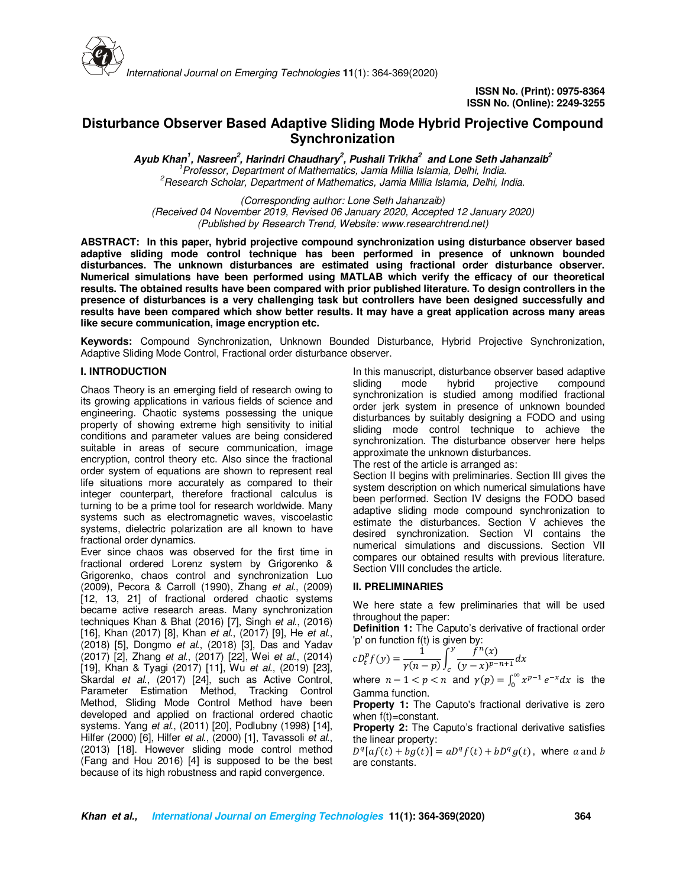ISSN No. (Print): 0975-8364
ISSN No. (Online): 2249-3255

# Disturbance Observer Based Adaptive Sliding Mode Hybrid Projective Compound Synchronization

***Ayub Khan[1], Nasreen[2], Harindri Chaudhary[2], Pushali Trikha[2] and Lone Seth Jahanzaib[2]***

*[1]Professor, Department of Mathematics, Jamia Millia Islamia, Delhi, India.*
*[2]Research Scholar, Department of Mathematics, Jamia Millia Islamia, Delhi, India.*

*(Corresponding author: Lone Seth Jahanzaib)*
*(Received 04 November 2019, Revised 06 January 2020, Accepted 12 January 2020)*
*(Published by Research Trend, Website: www.researchtrend.net)*

**ABSTRACT: In this paper, hybrid projective compound synchronization using disturbance observer based adaptive sliding mode control technique has been performed in presence of unknown bounded disturbances. The unknown disturbances are estimated using fractional order disturbance observer. Numerical simulations have been performed using MATLAB which verify the efficacy of our theoretical results. The obtained results have been compared with prior published literature. To design controllers in the presence of disturbances is a very challenging task but controllers have been designed successfully and results have been compared which show better results. It may have a great application across many areas like secure communication, image encryption etc.**

**Keywords:** Compound Synchronization, Unknown Bounded Disturbance, Hybrid Projective Synchronization, Adaptive Sliding Mode Control, Fractional order disturbance observer.

## I. INTRODUCTION

Chaos Theory is an emerging field of research owing to its growing applications in various fields of science and engineering. Chaotic systems possessing the unique property of showing extreme high sensitivity to initial conditions and parameter values are being considered suitable in areas of secure communication, image encryption, control theory etc. Also since the fractional order system of equations are shown to represent real life situations more accurately as compared to their integer counterpart, therefore fractional calculus is turning to be a prime tool for research worldwide. Many systems such as electromagnetic waves, viscoelastic systems, dielectric polarization are all known to have fractional order dynamics.

Ever since chaos was observed for the first time in fractional ordered Lorenz system by Grigorenko & Grigorenko, chaos control and synchronization Luo (2009), Pecora & Carroll (1990), Zhang *et al.*, (2009) [12, 13, 21] of fractional ordered chaotic systems became active research areas. Many synchronization techniques Khan & Bhat (2016) [7], Singh *et al.*, (2016) [16], Khan (2017) [8], Khan *et al.*, (2017) [9], He *et al.*, (2018) [5], Dongmo *et al.*, (2018) [3], Das and Yadav (2017) [2], Zhang *et al.*, (2017) [22], Wei *et al.*, (2014) [19], Khan & Tyagi (2017) [11], Wu *et al.*, (2019) [23], Skardal *et al.*, (2017) [24], such as Active Control, Parameter Estimation Method, Tracking Control Method, Sliding Mode Control Method have been developed and applied on fractional ordered chaotic systems. Yang *et al.*, (2011) [20], Podlubny (1998) [14], Hilfer (2000) [6], Hilfer *et al.*, (2000) [1], Tavassoli *et al.*, (2013) [18]. However sliding mode control method (Fang and Hou 2016) [4] is supposed to be the best because of its high robustness and rapid convergence.

In this manuscript, disturbance observer based adaptive sliding mode hybrid projective compound synchronization is studied among modified fractional order jerk system in presence of unknown bounded disturbances by suitably designing a FODO and using sliding mode control technique to achieve the synchronization. The disturbance observer here helps approximate the unknown disturbances.

The rest of the article is arranged as:

Section II begins with preliminaries. Section III gives the system description on which numerical simulations have been performed. Section IV designs the FODO based adaptive sliding mode compound synchronization to estimate the disturbances. Section V achieves the desired synchronization. Section VI contains the numerical simulations and discussions. Section VII compares our obtained results with previous literature. Section VIII concludes the article.

## II. PRELIMINARIES

We here state a few preliminaries that will be used throughout the paper:

**Definition 1:** The Caputo's derivative of fractional order 'p' on function f(t) is given by:

$$cD_t^p f(y) = \frac{1}{\gamma(n-p)} \int_c^y \frac{f^n(x)}{(y-x)^{p-n+1}} dx$$

where $n-1 < p < n$ and $\gamma(p) = \int_0^\infty x^{p-1} e^{-x} dx$ is the Gamma function.

**Property 1:** The Caputo's fractional derivative is zero when f(t)=constant.

**Property 2:** The Caputo's fractional derivative satisfies the linear property:

$D^q[af(t) + bg(t)] = aD^q f(t) + bD^q g(t)$, where $a$ and $b$ are constants.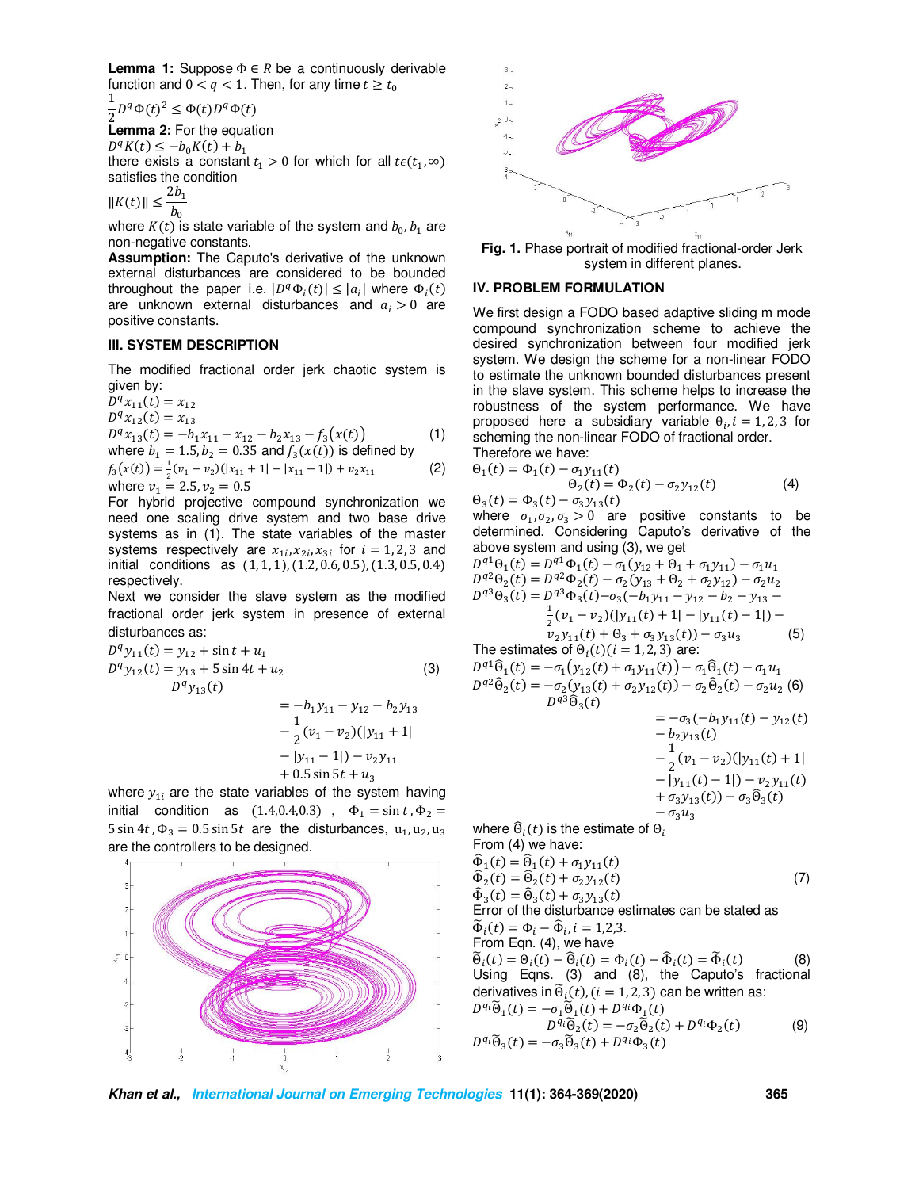**Lemma 1:** Suppose $\Phi \in R$ be a continuously derivable function and $0 < q < 1$. Then, for any time $t \geq t_0$

$$\frac{1}{2}D^q\Phi(t)^2 \leq \Phi(t)D^q\Phi(t)$$

**Lemma 2:** For the equation

$$D^qK(t) \leq -b_0K(t) + b_1$$

there exists a constant $t_1 > 0$ for which for all $t\epsilon(t_1, \infty)$ satisfies the condition

$$\|K(t)\| \leq \frac{2b_1}{b_0}$$

where $K(t)$ is state variable of the system and $b_0, b_1$ are non-negative constants.

**Assumption:** The Caputo's derivative of the unknown external disturbances are considered to be bounded throughout the paper i.e. $|D^q\Phi_i(t)| \leq |a_i|$ where $\Phi_i(t)$ are unknown external disturbances and $a_i > 0$ are positive constants.

## III. SYSTEM DESCRIPTION

The modified fractional order jerk chaotic system is given by:

$$D^q x_{11}(t) = x_{12}$$
$$D^q x_{12}(t) = x_{13}$$
$$D^q x_{13}(t) = -b_1x_{11} - x_{12} - b_2x_{13} - f_3(x(t)) \quad (1)$$

where $b_1 = 1.5, b_2 = 0.35$ and $f_3(x(t))$ is defined by

$$f_3(x(t)) = \frac{1}{2}(v_1 - v_2)(|x_{11} + 1| - |x_{11} - 1|) + v_2x_{11} \quad (2)$$

where $v_1 = 2.5, v_2 = 0.5$

For hybrid projective compound synchronization we need one scaling drive system and two base drive systems as in (1). The state variables of the master systems respectively are $x_{1i}, x_{2i}, x_{3i}$ for $i = 1,2,3$ and initial conditions as $(1,1,1), (1.2, 0.6, 0.5), (1.3, 0.5, 0.4)$ respectively.

Next we consider the slave system as the modified fractional order jerk system in presence of external disturbances as:

$$D^q y_{11}(t) = y_{12} + \sin t + u_1$$
$$D^q y_{12}(t) = y_{13} + 5\sin 4t + u_2 \quad (3)$$
$$D^q y_{13}(t) = -b_1y_{11} - y_{12} - b_2y_{13} - \frac{1}{2}(v_1 - v_2)(|y_{11} + 1| - |y_{11} - 1|) - v_2y_{11} + 0.5\sin 5t + u_3$$

where $y_{1i}$ are the state variables of the system having initial condition as $(1.4, 0.4, 0.3)$, $\Phi_1 = \sin t, \Phi_2 = 5\sin 4t, \Phi_3 = 0.5\sin 5t$ are the disturbances, $u_1, u_2, u_3$ are the controllers to be designed.

**Fig. 1.** Phase portrait of modified fractional-order Jerk system in different planes.

## IV. PROBLEM FORMULATION

We first design a FODO based adaptive sliding m mode compound synchronization scheme to achieve the desired synchronization between four modified jerk system. We design the scheme for a non-linear FODO to estimate the unknown bounded disturbances present in the slave system. This scheme helps to increase the robustness of the system performance. We have proposed here a subsidiary variable $\Theta_i, i = 1,2,3$ for scheming the non-linear FODO of fractional order.

Therefore we have:

$$\Theta_1(t) = \Phi_1(t) - \sigma_1 y_{11}(t)$$
$$\Theta_2(t) = \Phi_2(t) - \sigma_2 y_{12}(t) \quad (4)$$
$$\Theta_3(t) = \Phi_3(t) - \sigma_3 y_{13}(t)$$

where $\sigma_1, \sigma_2, \sigma_3 > 0$ are positive constants to be determined. Considering Caputo's derivative of the above system and using (3), we get

$$D^{q1}\Theta_1(t) = D^{q1}\Phi_1(t) - \sigma_1(y_{12} + \Theta_1 + \sigma_1 y_{11}) - \sigma_1 u_1$$
$$D^{q2}\Theta_2(t) = D^{q2}\Phi_2(t) - \sigma_2(y_{13} + \Theta_2 + \sigma_2 y_{12}) - \sigma_2 u_2$$
$$D^{q3}\Theta_3(t) = D^{q3}\Phi_3(t) - \sigma_3(-b_1y_{11} - y_{12} - b_2 - y_{13} - \frac{1}{2}(v_1 - v_2)(|y_{11}(t) + 1| - |y_{11}(t) - 1|) - v_2y_{11}(t) + \Theta_3 + \sigma_3 y_{13}(t)) - \sigma_3 u_3 \quad (5)$$

The estimates of $\Theta_i(t) (i = 1,2,3)$ are:

$$D^{q1}\widehat{\Theta}_1(t) = -\sigma_1(y_{12}(t) + \sigma_1 y_{11}(t)) - \sigma_1\widehat{\Theta}_1(t) - \sigma_1 u_1$$
$$D^{q2}\widehat{\Theta}_2(t) = -\sigma_2(y_{13}(t) + \sigma_2 y_{12}(t)) - \sigma_2\widehat{\Theta}_2(t) - \sigma_2 u_2 \quad (6)$$
$$D^{q3}\widehat{\Theta}_3(t) = -\sigma_3(-b_1y_{11}(t) - y_{12}(t) - b_2y_{13}(t) - \frac{1}{2}(v_1 - v_2)(|y_{11}(t) + 1| - |y_{11}(t) - 1|) - v_2y_{11}(t) + \sigma_3 y_{13}(t)) - \sigma_3\widehat{\Theta}_3(t) - \sigma_3 u_3$$

where $\widehat{\Theta}_i(t)$ is the estimate of $\Theta_i$

From (4) we have:

$$\widehat{\Phi}_1(t) = \widehat{\Theta}_1(t) + \sigma_1 y_{11}(t)$$
$$\widehat{\Phi}_2(t) = \widehat{\Theta}_2(t) + \sigma_2 y_{12}(t) \quad (7)$$
$$\widehat{\Phi}_3(t) = \widehat{\Theta}_3(t) + \sigma_3 y_{13}(t)$$

Error of the disturbance estimates can be stated as

$$\widetilde{\Phi}_i(t) = \Phi_i - \widehat{\Phi}_i, i = 1,2,3.$$

From Eqn. (4), we have

$$\widetilde{\Theta}_i(t) = \Theta_i(t) - \widehat{\Theta}_i(t) = \Phi_i(t) - \widehat{\Phi}_i(t) = \widetilde{\Phi}_i(t) \quad (8)$$

Using Eqns. (3) and (8), the Caputo's fractional derivatives in $\widetilde{\Theta}_i(t), (i = 1,2,3)$ can be written as:

$$D^{q_i}\widetilde{\Theta}_1(t) = -\sigma_1\widetilde{\Theta}_1(t) + D^{q_i}\Phi_1(t)$$
$$D^{q_i}\widetilde{\Theta}_2(t) = -\sigma_2\widetilde{\Theta}_2(t) + D^{q_i}\Phi_2(t) \quad (9)$$
$$D^{q_i}\widetilde{\Theta}_3(t) = -\sigma_3\widetilde{\Theta}_3(t) + D^{q_i}\Phi_3(t)$$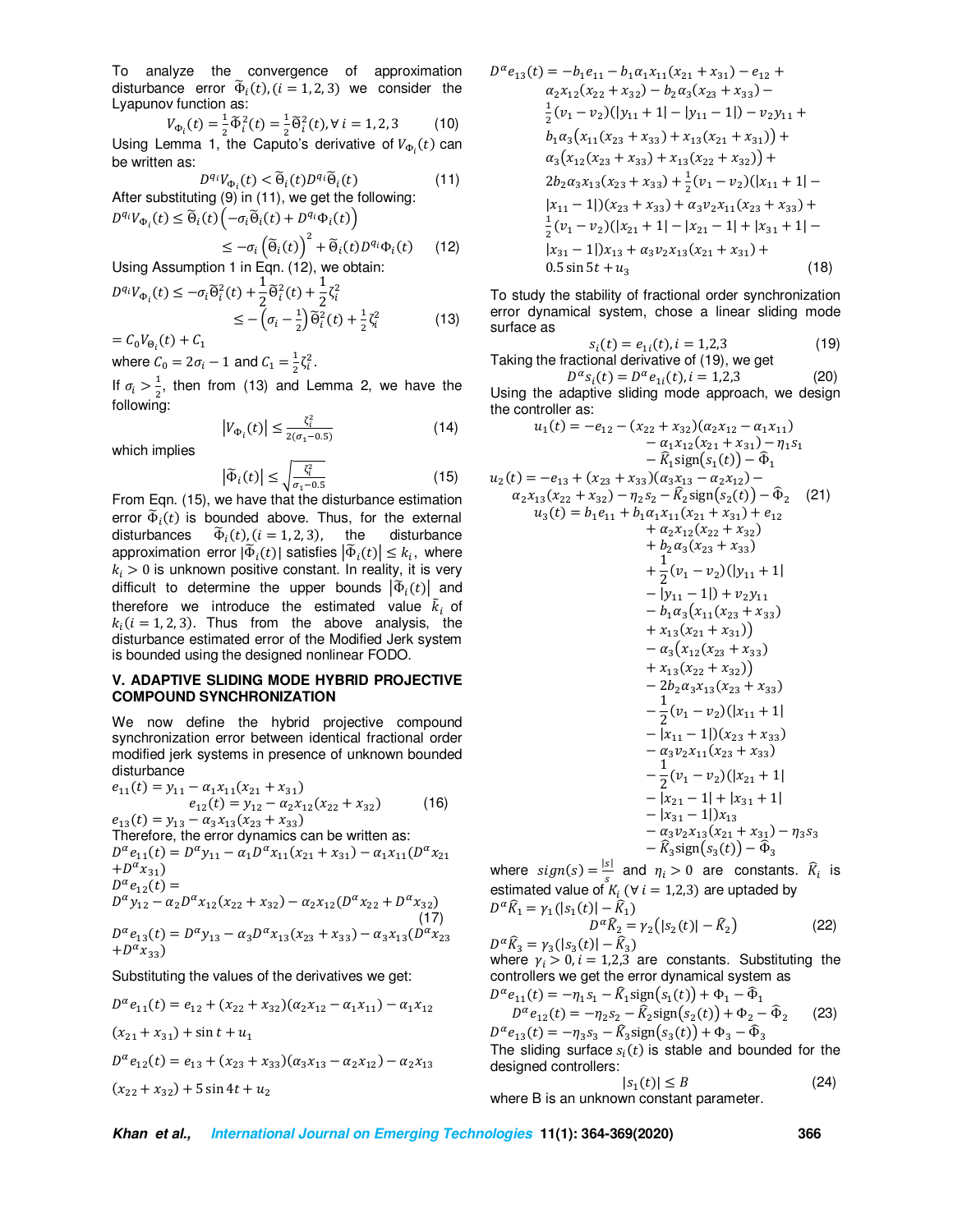To analyze the convergence of approximation disturbance error $\widetilde{\Phi}_i(t), (i = 1, 2, 3)$ we consider the Lyapunov function as:

$$V_{\Phi_i}(t) = \frac{1}{2}\widetilde{\Phi}_i^2(t) = \frac{1}{2}\widetilde{\Theta}_i^2(t), \forall\, i = 1, 2, 3 \tag{10}$$

Using Lemma 1, the Caputo's derivative of $V_{\Phi_i}(t)$ can be written as:

$$D^{q_i}V_{\Phi_i}(t) < \widetilde{\Theta}_i(t)D^{q_i}\widetilde{\Theta}_i(t) \tag{11}$$

After substituting (9) in (11), we get the following:

$$D^{q_i}V_{\Phi_i}(t) \le \widetilde{\Theta}_i(t)\left(-\sigma_i\widetilde{\Theta}_i(t) + D^{q_i}\Phi_i(t)\right)$$
$$\le -\sigma_i\left(\widetilde{\Theta}_i(t)\right)^2 + \widetilde{\Theta}_i(t)D^{q_i}\Phi_i(t) \tag{12}$$

Using Assumption 1 in Eqn. (12), we obtain:

$$D^{q_i}V_{\Phi_i}(t) \le -\sigma_i\widetilde{\Theta}_i^2(t) + \frac{1}{2}\widetilde{\Theta}_i^2(t) + \frac{1}{2}\zeta_i^2$$
$$\le -\left(\sigma_i - \frac{1}{2}\right)\widetilde{\Theta}_i^2(t) + \frac{1}{2}\zeta_i^2 \tag{13}$$
$$= C_0V_{\Theta_i}(t) + C_1$$

where $C_0 = 2\sigma_i - 1$ and $C_1 = \frac{1}{2}\zeta_i^2$.

If $\sigma_i > \frac{1}{2}$, then from (13) and Lemma 2, we have the following:

$$\left|V_{\Phi_i}(t)\right| \le \frac{\zeta_i^2}{2(\sigma_1 - 0.5)} \tag{14}$$

which implies

$$\left|\widetilde{\Phi}_i(t)\right| \le \sqrt{\frac{\zeta_i^2}{\sigma_1 - 0.5}} \tag{15}$$

From Eqn. (15), we have that the disturbance estimation error $\widetilde{\Phi}_i(t)$ is bounded above. Thus, for the external disturbances $\widetilde{\Phi}_i(t), (i = 1, 2, 3)$, the disturbance approximation error $|\widetilde{\Phi}_i(t)|$ satisfies $\left|\widetilde{\Phi}_i(t)\right| \le k_i$, where $k_i > 0$ is unknown positive constant. In reality, it is very difficult to determine the upper bounds $\left|\widetilde{\Phi}_i(t)\right|$ and therefore we introduce the estimated value $\tilde{k}_i$ of $k_i (i = 1, 2, 3)$. Thus from the above analysis, the disturbance estimated error of the Modified Jerk system is bounded using the designed nonlinear FODO.

## V. ADAPTIVE SLIDING MODE HYBRID PROJECTIVE COMPOUND SYNCHRONIZATION

We now define the hybrid projective compound synchronization error between identical fractional order modified jerk systems in presence of unknown bounded disturbance

$$
\begin{aligned}
e_{11}(t) &= y_{11} - \alpha_1 x_{11}(x_{21} + x_{31}) \\
e_{12}(t) &= y_{12} - \alpha_2 x_{12}(x_{22} + x_{32}) \\
e_{13}(t) &= y_{13} - \alpha_3 x_{13}(x_{23} + x_{33})
\end{aligned} \tag{16}
$$

Therefore, the error dynamics can be written as:

$$
\begin{aligned}
D^\alpha e_{11}(t) &= D^\alpha y_{11} - \alpha_1 D^\alpha x_{11}(x_{21} + x_{31}) - \alpha_1 x_{11}(D^\alpha x_{21} + D^\alpha x_{31}) \\
D^\alpha e_{12}(t) &= D^\alpha y_{12} - \alpha_2 D^\alpha x_{12}(x_{22} + x_{32}) - \alpha_2 x_{12}(D^\alpha x_{22} + D^\alpha x_{32}) \\
D^\alpha e_{13}(t) &= D^\alpha y_{13} - \alpha_3 D^\alpha x_{13}(x_{23} + x_{33}) - \alpha_3 x_{13}(D^\alpha x_{23} + D^\alpha x_{33})
\end{aligned} \tag{17}
$$

Substituting the values of the derivatives we get:

$$D^\alpha e_{11}(t) = e_{12} + (x_{22} + x_{32})(\alpha_2 x_{12} - \alpha_1 x_{11}) - \alpha_1 x_{12}(x_{21} + x_{31}) + \sin t + u_1$$

$$D^\alpha e_{12}(t) = e_{13} + (x_{23} + x_{33})(\alpha_3 x_{13} - \alpha_2 x_{12}) - \alpha_2 x_{13}(x_{22} + x_{32}) + 5\sin 4t + u_2$$

$$
\begin{aligned}
D^\alpha e_{13}(t) = &-b_1 e_{11} - b_1\alpha_1 x_{11}(x_{21} + x_{31}) - e_{12} + \alpha_2 x_{12}(x_{22} + x_{32}) - b_2\alpha_3(x_{23} + x_{33}) - \\
&\tfrac{1}{2}(v_1 - v_2)(|y_{11} + 1| - |y_{11} - 1|) - v_2 y_{11} + b_1\alpha_3\big(x_{11}(x_{23} + x_{33}) + x_{13}(x_{21} + x_{31})\big) + \\
&\alpha_3\big(x_{12}(x_{23} + x_{33}) + x_{13}(x_{22} + x_{32})\big) + 2b_2\alpha_3 x_{13}(x_{23} + x_{33}) + \tfrac{1}{2}(v_1 - v_2)(|x_{11} + 1| - \\
&|x_{11} - 1|)(x_{23} + x_{33}) + \alpha_3 v_2 x_{11}(x_{23} + x_{33}) + \tfrac{1}{2}(v_1 - v_2)(|x_{21} + 1| - |x_{21} - 1| + |x_{31} + 1| - \\
&|x_{31} - 1|)x_{13} + \alpha_3 v_2 x_{13}(x_{21} + x_{31}) + 0.5\sin 5t + u_3
\end{aligned} \tag{18}
$$

To study the stability of fractional order synchronization error dynamical system, chose a linear sliding mode surface as

$$s_i(t) = e_{1i}(t), i = 1,2,3 \tag{19}$$

Taking the fractional derivative of (19), we get

$$D^\alpha s_i(t) = D^\alpha e_{1i}(t), i = 1,2,3 \tag{20}$$

Using the adaptive sliding mode approach, we design the controller as:

$$
\begin{aligned}
u_1(t) = &-e_{12} - (x_{22} + x_{32})(\alpha_2 x_{12} - \alpha_1 x_{11}) - \alpha_1 x_{12}(x_{21} + x_{31}) - \eta_1 s_1 - \widehat{K}_1\mathrm{sign}(s_1(t)) - \widehat{\Phi}_1 \\
u_2(t) = &-e_{13} + (x_{23} + x_{33})(\alpha_3 x_{13} - \alpha_2 x_{12}) - \alpha_2 x_{13}(x_{22} + x_{32}) - \eta_2 s_2 - \widehat{K}_2\mathrm{sign}(s_2(t)) - \widehat{\Phi}_2 \\
u_3(t) = &\; b_1 e_{11} + b_1\alpha_1 x_{11}(x_{21} + x_{31}) + e_{12} + \alpha_2 x_{12}(x_{22} + x_{32}) + b_2\alpha_3(x_{23} + x_{33}) \\
&+ \frac{1}{2}(v_1 - v_2)(|y_{11} + 1| - |y_{11} - 1|) + v_2 y_{11} - b_1\alpha_3\big(x_{11}(x_{23} + x_{33}) + x_{13}(x_{21} + x_{31})\big) \\
&- \alpha_3\big(x_{12}(x_{23} + x_{33}) + x_{13}(x_{22} + x_{32})\big) - 2b_2\alpha_3 x_{13}(x_{23} + x_{33}) \\
&- \frac{1}{2}(v_1 - v_2)(|x_{11} + 1| - |x_{11} - 1|)(x_{23} + x_{33}) - \alpha_3 v_2 x_{11}(x_{23} + x_{33}) \\
&- \frac{1}{2}(v_1 - v_2)(|x_{21} + 1| - |x_{21} - 1| + |x_{31} + 1| - |x_{31} - 1|)x_{13} \\
&- \alpha_3 v_2 x_{13}(x_{21} + x_{31}) - \eta_3 s_3 - \widehat{K}_3\mathrm{sign}(s_3(t)) - \widehat{\Phi}_3
\end{aligned} \tag{21}
$$

where $sign(s) = \frac{|s|}{s}$ and $\eta_i > 0$ are constants. $\widehat{K}_i$ is estimated value of $K_i$ ($\forall\, i = 1,2,3$) are uptaded by

$$
\begin{aligned}
D^\alpha\widehat{K}_1 &= \gamma_1(|s_1(t)| - \widehat{K}_1) \\
D^\alpha\widehat{K}_2 &= \gamma_2(|s_2(t)| - \widehat{K}_2) \\
D^\alpha\widehat{K}_3 &= \gamma_3(|s_3(t)| - \widehat{K}_3)
\end{aligned} \tag{22}
$$

where $\gamma_i > 0, i = 1,2,3$ are constants. Substituting the controllers we get the error dynamical system as

$$
\begin{aligned}
D^\alpha e_{11}(t) &= -\eta_1 s_1 - \widehat{K}_1\mathrm{sign}(s_1(t)) + \Phi_1 - \widehat{\Phi}_1 \\
D^\alpha e_{12}(t) &= -\eta_2 s_2 - \widehat{K}_2\mathrm{sign}(s_2(t)) + \Phi_2 - \widehat{\Phi}_2 \\
D^\alpha e_{13}(t) &= -\eta_3 s_3 - \widehat{K}_3\mathrm{sign}(s_3(t)) + \Phi_3 - \widehat{\Phi}_3
\end{aligned} \tag{23}
$$

The sliding surface $s_i(t)$ is stable and bounded for the designed controllers:

$$|s_1(t)| \le B \tag{24}$$

where B is an unknown constant parameter.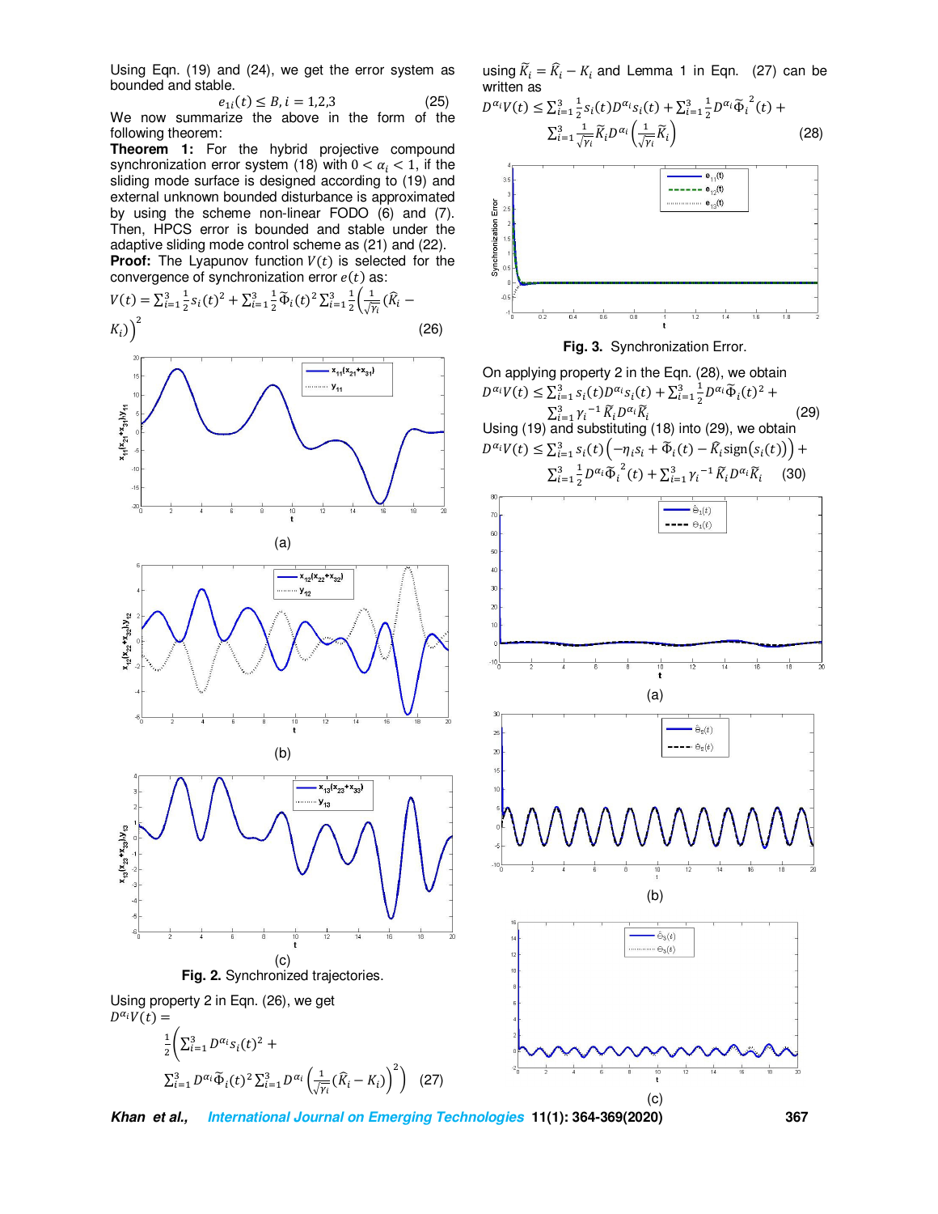Using Eqn. (19) and (24), we get the error system as bounded and stable.

$$e_{1i}(t) \leq B, i = 1,2,3 \quad (25)$$

We now summarize the above in the form of the following theorem:

**Theorem 1:** For the hybrid projective compound synchronization error system (18) with $0 < \alpha_i < 1$, if the sliding mode surface is designed according to (19) and external unknown bounded disturbance is approximated by using the scheme non-linear FODO (6) and (7). Then, HPCS error is bounded and stable under the adaptive sliding mode control scheme as (21) and (22).

**Proof:** The Lyapunov function $V(t)$ is selected for the convergence of synchronization error $e(t)$ as:

$$V(t) = \sum_{i=1}^{3} \frac{1}{2} s_i(t)^2 + \sum_{i=1}^{3} \frac{1}{2} \widetilde{\Phi}_i(t)^2 \sum_{i=1}^{3} \frac{1}{2} \left( \frac{1}{\sqrt{\gamma_i}} (\widehat{K}_i - K_i) \right)^2 \quad (26)$$

Fig. 2. Synchronized trajectories.

Using property 2 in Eqn. (26), we get

$$D^{\alpha_i} V(t) = \frac{1}{2} \left( \sum_{i=1}^{3} D^{\alpha_i} s_i(t)^2 + \sum_{i=1}^{3} D^{\alpha_i} \widetilde{\Phi}_i(t)^2 \sum_{i=1}^{3} D^{\alpha_i} \left( \frac{1}{\sqrt{\gamma_i}} (\widehat{K}_i - K_i) \right)^2 \right) \quad (27)$$

using $\widetilde{K}_i = \widehat{K}_i - K_i$ and Lemma 1 in Eqn. (27) can be written as

$$D^{\alpha_i} V(t) \leq \sum_{i=1}^{3} \frac{1}{2} s_i(t) D^{\alpha_i} s_i(t) + \sum_{i=1}^{3} \frac{1}{2} D^{\alpha_i} \widetilde{\Phi}_i^{\,2}(t) + \sum_{i=1}^{3} \frac{1}{\sqrt{\gamma_i}} \widetilde{K}_i D^{\alpha_i} \left( \frac{1}{\sqrt{\gamma_i}} \widetilde{K}_i \right) \quad (28)$$

Fig. 3. Synchronization Error.

On applying property 2 in the Eqn. (28), we obtain

$$D^{\alpha_i} V(t) \leq \sum_{i=1}^{3} s_i(t) D^{\alpha_i} s_i(t) + \sum_{i=1}^{3} \frac{1}{2} D^{\alpha_i} \widetilde{\Phi}_i(t)^2 + \sum_{i=1}^{3} \gamma_i^{-1} \widetilde{K}_i D^{\alpha_i} \widetilde{K}_i \quad (29)$$

Using (19) and substituting (18) into (29), we obtain

$$D^{\alpha_i} V(t) \leq \sum_{i=1}^{3} s_i(t) \left( -\eta_i s_i + \widetilde{\Phi}_i(t) - \widetilde{K}_i \operatorname{sign}(s_i(t)) \right) + \sum_{i=1}^{3} \frac{1}{2} D^{\alpha_i} \widetilde{\Phi}_i^{\,2}(t) + \sum_{i=1}^{3} \gamma_i^{-1} \widetilde{K}_i D^{\alpha_i} \widetilde{K}_i \quad (30)$$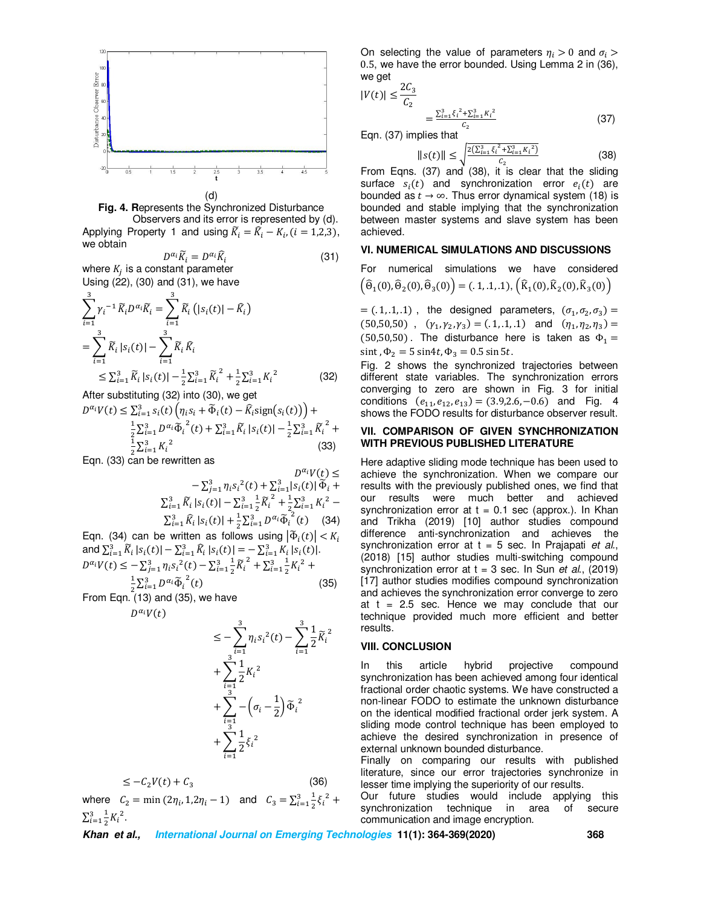(d)

**Fig. 4. R**epresents the Synchronized Disturbance Observers and its error is represented by (d).

Applying Property 1 and using $\widetilde{K}_i = \widehat{K}_i - K_i, (i = 1,2,3)$, we obtain

$$D^{\alpha_i}\widetilde{K}_i = D^{\alpha_i}\widehat{K}_i \tag{31}$$

where $K_j$ is a constant parameter

Using (22), (30) and (31), we have

$$\sum_{i=1}^{3} \gamma_i{}^{-1}\widetilde{K}_i D^{\alpha_i}\widetilde{K}_i = \sum_{i=1}^{3} \widetilde{K}_i\left(|s_i(t)| - \widehat{K}_i\right)$$

$$= \sum_{i=1}^{3} \widetilde{K}_i\,|s_i(t)| - \sum_{i=1}^{3} \widetilde{K}_i\,\widehat{K}_i$$

$$\leq \sum_{i=1}^{3} \widetilde{K}_i\,|s_i(t)| - \frac{1}{2}\sum_{i=1}^{3} \widetilde{K}_i{}^2 + \frac{1}{2}\sum_{i=1}^{3} K_i{}^2 \tag{32}$$

After substituting (32) into (30), we get

$$D^{\alpha_i}V(t) \leq \sum_{j=1}^{3} s_i(t)\left(\eta_i s_i + \widetilde{\Phi}_i(t) - \widehat{K}_i \operatorname{sign}(s_i(t))\right) + \frac{1}{2}\sum_{i=1}^{3} D^{\alpha_i}\widetilde{\Phi}_i{}^2(t) + \sum_{i=1}^{3}\widetilde{K}_i\,|s_i(t)| - \frac{1}{2}\sum_{i=1}^{3}\widetilde{K}_i{}^2 + \frac{1}{2}\sum_{i=1}^{3} K_i{}^2 \tag{33}$$

Eqn. (33) can be rewritten as

$$D^{\alpha_i}V(t) \leq -\sum_{j=1}^{3}\eta_i s_i{}^2(t) + \sum_{i=1}^{3}|s_i(t)|\,\widetilde{\Phi}_i + \sum_{i=1}^{3}\widetilde{K}_i\,|s_i(t)| - \sum_{i=1}^{3}\frac{1}{2}\widetilde{K}_i{}^2 + \frac{1}{2}\sum_{i=1}^{3} K_i{}^2 - \sum_{i=1}^{3}\widehat{K}_i\,|s_i(t)| + \frac{1}{2}\sum_{i=1}^{3} D^{\alpha_i}\widetilde{\Phi}_i{}^2(t) \tag{34}$$

Eqn. (34) can be written as follows using $|\widetilde{\Phi}_i(t)| < K_i$ and $\sum_{i=1}^{3}\widetilde{K}_i\,|s_i(t)| - \sum_{i=1}^{3}\widehat{K}_i\,|s_i(t)| = -\sum_{i=1}^{3} K_i\,|s_i(t)|$.

$$D^{\alpha_i}V(t) \leq -\sum_{j=1}^{3}\eta_i s_i{}^2(t) - \sum_{i=1}^{3}\frac{1}{2}\widetilde{K}_i{}^2 + \sum_{i=1}^{3}\frac{1}{2}K_i{}^2 + \frac{1}{2}\sum_{i=1}^{3} D^{\alpha_i}\widetilde{\Phi}_i{}^2(t) \tag{35}$$

From Eqn. (13) and (35), we have

$$D^{\alpha_i}V(t) \leq -\sum_{i=1}^{3}\eta_i s_i{}^2(t) - \sum_{i=1}^{3}\frac{1}{2}\widetilde{K}_i{}^2 + \sum_{i=1}^{3}\frac{1}{2}K_i{}^2 + \sum_{i=1}^{3} -\left(\sigma_i - \frac{1}{2}\right)\widetilde{\Phi}_i{}^2 + \sum_{i=1}^{3}\frac{1}{2}\xi_i{}^2$$

$$\leq -C_2V(t) + C_3 \tag{36}$$

where $C_2 = \min(2\eta_i, 1, 2\eta_i - 1)$ and $C_3 = \sum_{i=1}^{3}\frac{1}{2}\xi_i{}^2 + \sum_{i=1}^{3}\frac{1}{2}K_i{}^2$.

On selecting the value of parameters $\eta_i > 0$ and $\sigma_i > 0.5$, we have the error bounded. Using Lemma 2 in (36), we get

$$|V(t)| \leq \frac{2C_3}{C_2} = \frac{\sum_{i=1}^{3}\xi_i{}^2 + \sum_{i=1}^{3}K_i{}^2}{C_2} \tag{37}$$

Eqn. (37) implies that

$$\|s(t)\| \leq \sqrt{\frac{2\left(\sum_{i=1}^{3}\xi_i{}^2 + \sum_{i=1}^{3}K_i{}^2\right)}{C_2}} \tag{38}$$

From Eqns. (37) and (38), it is clear that the sliding surface $s_i(t)$ and synchronization error $e_i(t)$ are bounded as $t \to \infty$. Thus error dynamical system (18) is bounded and stable implying that the synchronization between master systems and slave system has been achieved.

## VI. NUMERICAL SIMULATIONS AND DISCUSSIONS

For numerical simulations we have considered $\left(\widehat{\theta}_1(0), \widehat{\theta}_2(0), \widehat{\theta}_3(0)\right) = (.1, .1, .1)$, $\left(\widehat{K}_1(0), \widehat{K}_2(0), \widehat{K}_3(0)\right) = (.1, .1, .1)$, the designed parameters, $(\sigma_1, \sigma_2, \sigma_3) = (50, 50, 50)$, $(\gamma_1, \gamma_2, \gamma_3) = (.1, .1, .1)$ and $(\eta_1, \eta_2, \eta_3) = (50, 50, 50)$. The disturbance here is taken as $\Phi_1 = \sin t$, $\Phi_2 = 5\sin 4t$, $\Phi_3 = 0.5\sin 5t$.

Fig. 2 shows the synchronized trajectories between different state variables. The synchronization errors converging to zero are shown in Fig. 3 for initial conditions $(e_{11}, e_{12}, e_{13}) = (3.9, 2.6, -0.6)$ and Fig. 4 shows the FODO results for disturbance observer result.

## VII. COMPARISON OF GIVEN SYNCHRONIZATION WITH PREVIOUS PUBLISHED LITERATURE

Here adaptive sliding mode technique has been used to achieve the synchronization. When we compare our results with the previously published ones, we find that our results were much better and achieved synchronization error at t = 0.1 sec (approx.). In Khan and Trikha (2019) [10] author studies compound difference anti-synchronization and achieves the synchronization error at t = 5 sec. In Prajapati *et al.*, (2018) [15] author studies multi-switching compound synchronization error at t = 3 sec. In Sun *et al.*, (2019) [17] author studies modifies compound synchronization and achieves the synchronization error converge to zero at t = 2.5 sec. Hence we may conclude that our technique provided much more efficient and better results.

## VIII. CONCLUSION

In this article hybrid projective compound synchronization has been achieved among four identical fractional order chaotic systems. We have constructed a non-linear FODO to estimate the unknown disturbance on the identical modified fractional order jerk system. A sliding mode control technique has been employed to achieve the desired synchronization in presence of external unknown bounded disturbance.

Finally on comparing our results with published literature, since our error trajectories synchronize in lesser time implying the superiority of our results.

Our future studies would include applying this synchronization technique in area of secure communication and image encryption.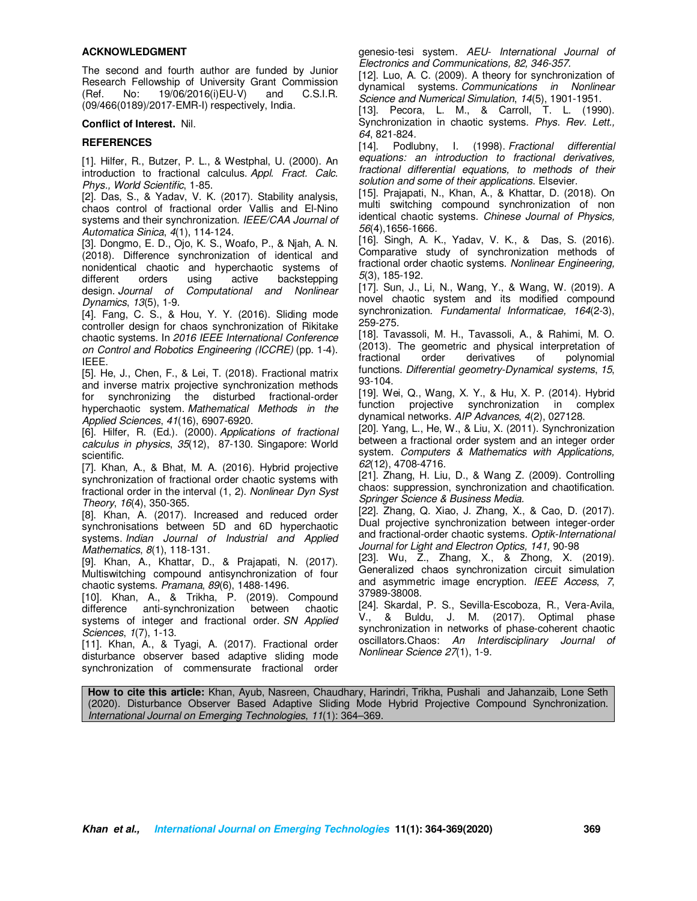### ACKNOWLEDGMENT

The second and fourth author are funded by Junior Research Fellowship of University Grant Commission (Ref. No: 19/06/2016(i)EU-V) and C.S.I.R. (09/466(0189)/2017-EMR-I) respectively, India.

**Conflict of Interest.** Nil.

### REFERENCES

[1]. Hilfer, R., Butzer, P. L., & Westphal, U. (2000). An introduction to fractional calculus. *Appl. Fract. Calc. Phys., World Scientific*, 1-85.

[2]. Das, S., & Yadav, V. K. (2017). Stability analysis, chaos control of fractional order Vallis and El-Nino systems and their synchronization. *IEEE/CAA Journal of Automatica Sinica*, *4*(1), 114-124.

[3]. Dongmo, E. D., Ojo, K. S., Woafo, P., & Njah, A. N. (2018). Difference synchronization of identical and nonidentical chaotic and hyperchaotic systems of different orders using active backstepping design. *Journal of Computational and Nonlinear Dynamics*, *13*(5), 1-9.

[4]. Fang, C. S., & Hou, Y. Y. (2016). Sliding mode controller design for chaos synchronization of Rikitake chaotic systems. In *2016 IEEE International Conference on Control and Robotics Engineering (ICCRE)* (pp. 1-4). IEEE.

[5]. He, J., Chen, F., & Lei, T. (2018). Fractional matrix and inverse matrix projective synchronization methods for synchronizing the disturbed fractional-order hyperchaotic system. *Mathematical Methods in the Applied Sciences*, *41*(16), 6907-6920.

[6]. Hilfer, R. (Ed.). (2000). *Applications of fractional calculus in physics*, *35*(12), 87-130. Singapore: World scientific.

[7]. Khan, A., & Bhat, M. A. (2016). Hybrid projective synchronization of fractional order chaotic systems with fractional order in the interval (1, 2). *Nonlinear Dyn Syst Theory*, *16*(4), 350-365.

[8]. Khan, A. (2017). Increased and reduced order synchronisations between 5D and 6D hyperchaotic systems. *Indian Journal of Industrial and Applied Mathematics*, *8*(1), 118-131.

[9]. Khan, A., Khattar, D., & Prajapati, N. (2017). Multiswitching compound antisynchronization of four chaotic systems. *Pramana*, *89*(6), 1488-1496.

[10]. Khan, A., & Trikha, P. (2019). Compound difference anti-synchronization between chaotic systems of integer and fractional order. *SN Applied Sciences*, *1*(7), 1-13.

[11]. Khan, A., & Tyagi, A. (2017). Fractional order disturbance observer based adaptive sliding mode synchronization of commensurate fractional order genesio-tesi system. *AEU- International Journal of Electronics and Communications, 82, 346-357.*

[12]. Luo, A. C. (2009). A theory for synchronization of dynamical systems. *Communications in Nonlinear Science and Numerical Simulation*, *14*(5), 1901-1951.

[13]. Pecora, L. M., & Carroll, T. L. (1990). Synchronization in chaotic systems. *Phys. Rev. Lett., 64*, 821-824.

[14]. Podlubny, I. (1998). *Fractional differential equations: an introduction to fractional derivatives, fractional differential equations, to methods of their solution and some of their applications*. Elsevier.

[15]. Prajapati, N., Khan, A., & Khattar, D. (2018). On multi switching compound synchronization of non identical chaotic systems. *Chinese Journal of Physics, 56*(4),1656-1666.

[16]. Singh, A. K., Yadav, V. K., & Das, S. (2016). Comparative study of synchronization methods of fractional order chaotic systems. *Nonlinear Engineering, 5*(3), 185-192.

[17]. Sun, J., Li, N., Wang, Y., & Wang, W. (2019). A novel chaotic system and its modified compound synchronization. *Fundamental Informaticae, 164*(2-3), 259-275.

[18]. Tavassoli, M. H., Tavassoli, A., & Rahimi, M. O. (2013). The geometric and physical interpretation of fractional order derivatives of polynomial functions. *Differential geometry-Dynamical systems*, *15*, 93-104.

[19]. Wei, Q., Wang, X. Y., & Hu, X. P. (2014). Hybrid function projective synchronization in complex dynamical networks. *AIP Advances*, *4*(2), 027128.

[20]. Yang, L., He, W., & Liu, X. (2011). Synchronization between a fractional order system and an integer order system. *Computers & Mathematics with Applications, 62*(12), 4708-4716.

[21]. Zhang, H. Liu, D., & Wang Z. (2009). Controlling chaos: suppression, synchronization and chaotification. *Springer Science & Business Media.*

[22]. Zhang, Q. Xiao, J. Zhang, X., & Cao, D. (2017). Dual projective synchronization between integer-order and fractional-order chaotic systems. *Optik-International Journal for Light and Electron Optics, 141,* 90-98

[23]. Wu, Z., Zhang, X., & Zhong, X. (2019). Generalized chaos synchronization circuit simulation and asymmetric image encryption. *IEEE Access*, *7*, 37989-38008.

[24]. Skardal, P. S., Sevilla-Escoboza, R., Vera-Avila, V., & Buldu, J. M. (2017). Optimal phase synchronization in networks of phase-coherent chaotic oscillators.Chaos: *An Interdisciplinary Journal of Nonlinear Science 27*(1), 1-9.

**How to cite this article:** Khan, Ayub, Nasreen, Chaudhary, Harindri, Trikha, Pushali and Jahanzaib, Lone Seth (2020). Disturbance Observer Based Adaptive Sliding Mode Hybrid Projective Compound Synchronization. *International Journal on Emerging Technologies*, *11*(1): 364–369.